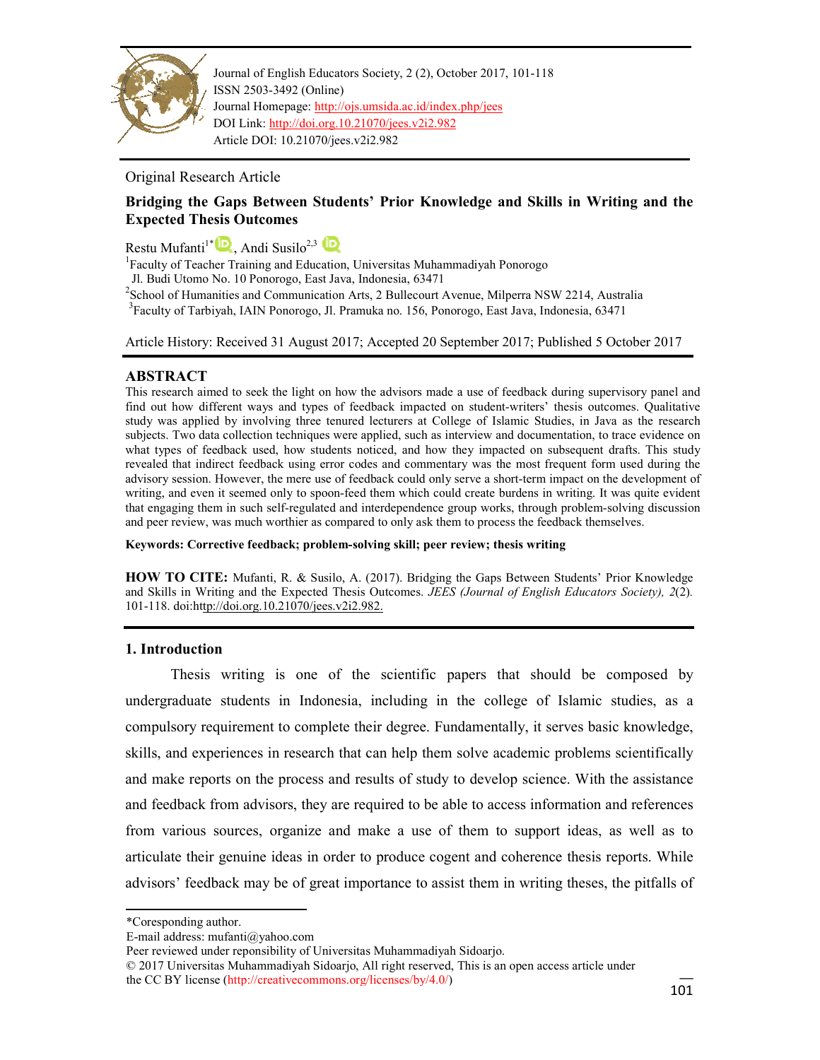Journal of English Educators Society, 2 (2), October 2017, 101-118
ISSN 2503-3492 (Online)
Journal Homepage: http://ojs.umsida.ac.id/index.php/jees
DOI Link: http://doi.org.10.21070/jees.v2i2.982
Article DOI: 10.21070/jees.v2i2.982

Original Research Article

# Bridging the Gaps Between Students' Prior Knowledge and Skills in Writing and the Expected Thesis Outcomes

Restu Mufanti[1*], Andi Susilo[2,3]

[1]Faculty of Teacher Training and Education, Universitas Muhammadiyah Ponorogo
Jl. Budi Utomo No. 10 Ponorogo, East Java, Indonesia, 63471
[2]School of Humanities and Communication Arts, 2 Bullecourt Avenue, Milperra NSW 2214, Australia
[3]Faculty of Tarbiyah, IAIN Ponorogo, Jl. Pramuka no. 156, Ponorogo, East Java, Indonesia, 63471

Article History: Received 31 August 2017; Accepted 20 September 2017; Published 5 October 2017

## ABSTRACT

This research aimed to seek the light on how the advisors made a use of feedback during supervisory panel and find out how different ways and types of feedback impacted on student-writers' thesis outcomes. Qualitative study was applied by involving three tenured lecturers at College of Islamic Studies, in Java as the research subjects. Two data collection techniques were applied, such as interview and documentation, to trace evidence on what types of feedback used, how students noticed, and how they impacted on subsequent drafts. This study revealed that indirect feedback using error codes and commentary was the most frequent form used during the advisory session. However, the mere use of feedback could only serve a short-term impact on the development of writing, and even it seemed only to spoon-feed them which could create burdens in writing. It was quite evident that engaging them in such self-regulated and interdependence group works, through problem-solving discussion and peer review, was much worthier as compared to only ask them to process the feedback themselves.

**Keywords: Corrective feedback; problem-solving skill; peer review; thesis writing**

**HOW TO CITE:** Mufanti, R. & Susilo, A. (2017). Bridging the Gaps Between Students' Prior Knowledge and Skills in Writing and the Expected Thesis Outcomes. *JEES (Journal of English Educators Society), 2*(2). 101-118. doi:http://doi.org/10.21070/jees.v2i2.982.

## 1. Introduction

Thesis writing is one of the scientific papers that should be composed by undergraduate students in Indonesia, including in the college of Islamic studies, as a compulsory requirement to complete their degree. Fundamentally, it serves basic knowledge, skills, and experiences in research that can help them solve academic problems scientifically and make reports on the process and results of study to develop science. With the assistance and feedback from advisors, they are required to be able to access information and references from various sources, organize and make a use of them to support ideas, as well as to articulate their genuine ideas in order to produce cogent and coherence thesis reports. While advisors' feedback may be of great importance to assist them in writing theses, the pitfalls of

*Coresponding author.
E-mail address: mufanti@yahoo.com
Peer reviewed under reponisibility of Universitas Muhammadiyah Sidoarjo.
© 2017 Universitas Muhammadiyah Sidoarjo, All right reserved, This is an open access article under the CC BY license (http://creativecommons.org/licenses/by/4.0/)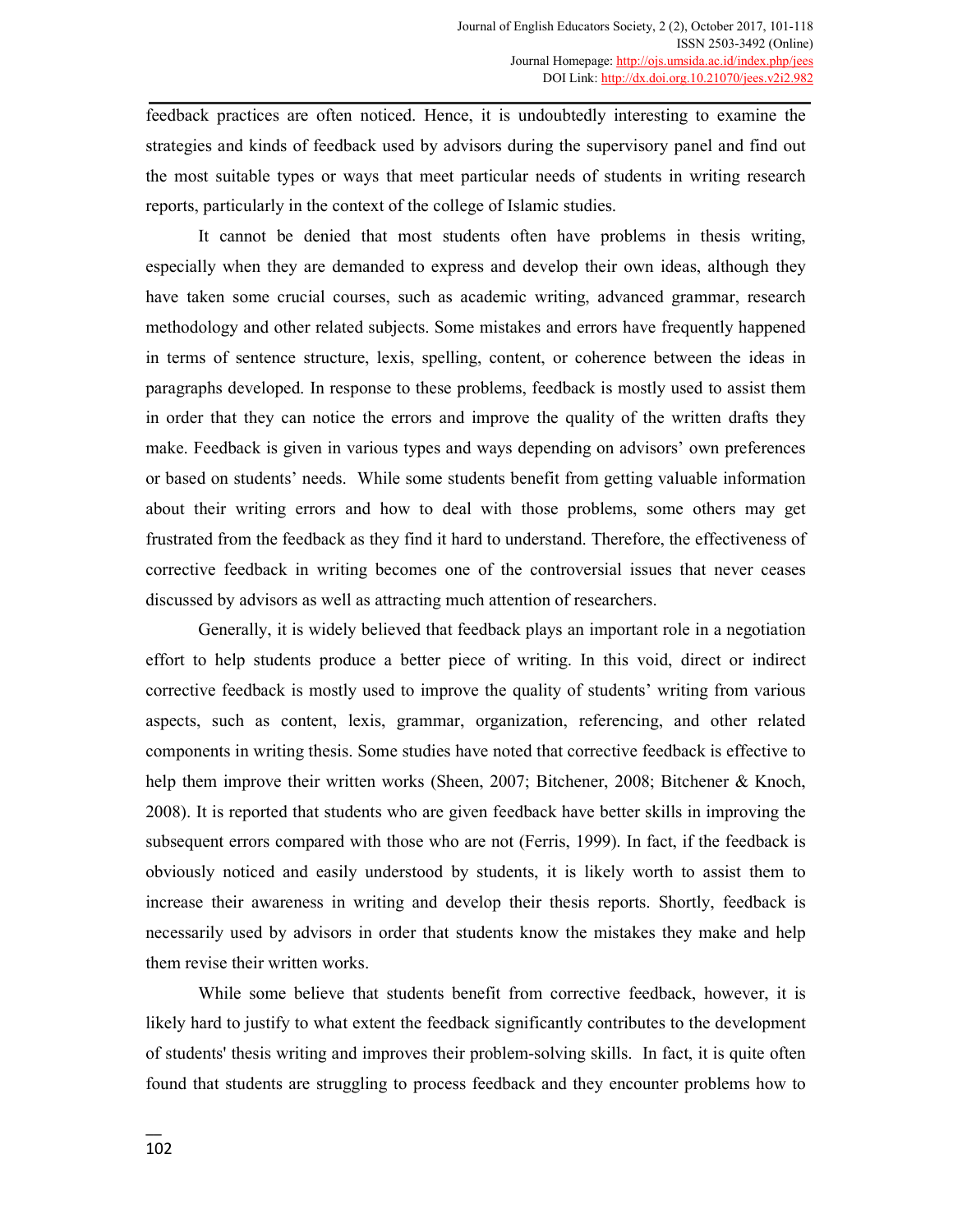feedback practices are often noticed. Hence, it is undoubtedly interesting to examine the strategies and kinds of feedback used by advisors during the supervisory panel and find out the most suitable types or ways that meet particular needs of students in writing research reports, particularly in the context of the college of Islamic studies.

It cannot be denied that most students often have problems in thesis writing, especially when they are demanded to express and develop their own ideas, although they have taken some crucial courses, such as academic writing, advanced grammar, research methodology and other related subjects. Some mistakes and errors have frequently happened in terms of sentence structure, lexis, spelling, content, or coherence between the ideas in paragraphs developed. In response to these problems, feedback is mostly used to assist them in order that they can notice the errors and improve the quality of the written drafts they make. Feedback is given in various types and ways depending on advisors' own preferences or based on students' needs. While some students benefit from getting valuable information about their writing errors and how to deal with those problems, some others may get frustrated from the feedback as they find it hard to understand. Therefore, the effectiveness of corrective feedback in writing becomes one of the controversial issues that never ceases discussed by advisors as well as attracting much attention of researchers.

Generally, it is widely believed that feedback plays an important role in a negotiation effort to help students produce a better piece of writing. In this void, direct or indirect corrective feedback is mostly used to improve the quality of students' writing from various aspects, such as content, lexis, grammar, organization, referencing, and other related components in writing thesis. Some studies have noted that corrective feedback is effective to help them improve their written works (Sheen, 2007; Bitchener, 2008; Bitchener & Knoch, 2008). It is reported that students who are given feedback have better skills in improving the subsequent errors compared with those who are not (Ferris, 1999). In fact, if the feedback is obviously noticed and easily understood by students, it is likely worth to assist them to increase their awareness in writing and develop their thesis reports. Shortly, feedback is necessarily used by advisors in order that students know the mistakes they make and help them revise their written works.

While some believe that students benefit from corrective feedback, however, it is likely hard to justify to what extent the feedback significantly contributes to the development of students' thesis writing and improves their problem-solving skills. In fact, it is quite often found that students are struggling to process feedback and they encounter problems how to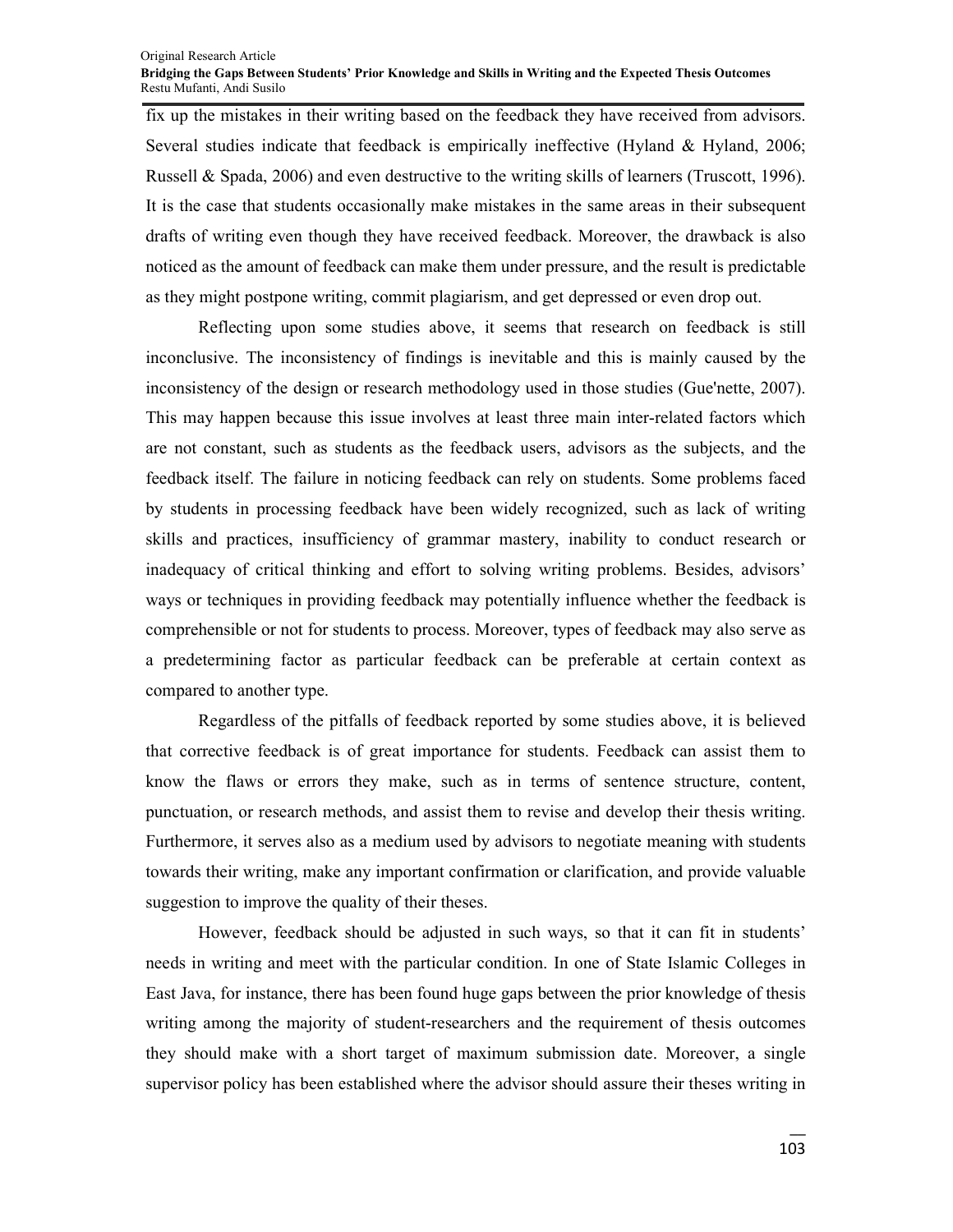fix up the mistakes in their writing based on the feedback they have received from advisors. Several studies indicate that feedback is empirically ineffective (Hyland & Hyland, 2006; Russell & Spada, 2006) and even destructive to the writing skills of learners (Truscott, 1996). It is the case that students occasionally make mistakes in the same areas in their subsequent drafts of writing even though they have received feedback. Moreover, the drawback is also noticed as the amount of feedback can make them under pressure, and the result is predictable as they might postpone writing, commit plagiarism, and get depressed or even drop out.

Reflecting upon some studies above, it seems that research on feedback is still inconclusive. The inconsistency of findings is inevitable and this is mainly caused by the inconsistency of the design or research methodology used in those studies (Gue'nette, 2007). This may happen because this issue involves at least three main inter-related factors which are not constant, such as students as the feedback users, advisors as the subjects, and the feedback itself. The failure in noticing feedback can rely on students. Some problems faced by students in processing feedback have been widely recognized, such as lack of writing skills and practices, insufficiency of grammar mastery, inability to conduct research or inadequacy of critical thinking and effort to solving writing problems. Besides, advisors' ways or techniques in providing feedback may potentially influence whether the feedback is comprehensible or not for students to process. Moreover, types of feedback may also serve as a predetermining factor as particular feedback can be preferable at certain context as compared to another type.

Regardless of the pitfalls of feedback reported by some studies above, it is believed that corrective feedback is of great importance for students. Feedback can assist them to know the flaws or errors they make, such as in terms of sentence structure, content, punctuation, or research methods, and assist them to revise and develop their thesis writing. Furthermore, it serves also as a medium used by advisors to negotiate meaning with students towards their writing, make any important confirmation or clarification, and provide valuable suggestion to improve the quality of their theses.

However, feedback should be adjusted in such ways, so that it can fit in students' needs in writing and meet with the particular condition. In one of State Islamic Colleges in East Java, for instance, there has been found huge gaps between the prior knowledge of thesis writing among the majority of student-researchers and the requirement of thesis outcomes they should make with a short target of maximum submission date. Moreover, a single supervisor policy has been established where the advisor should assure their theses writing in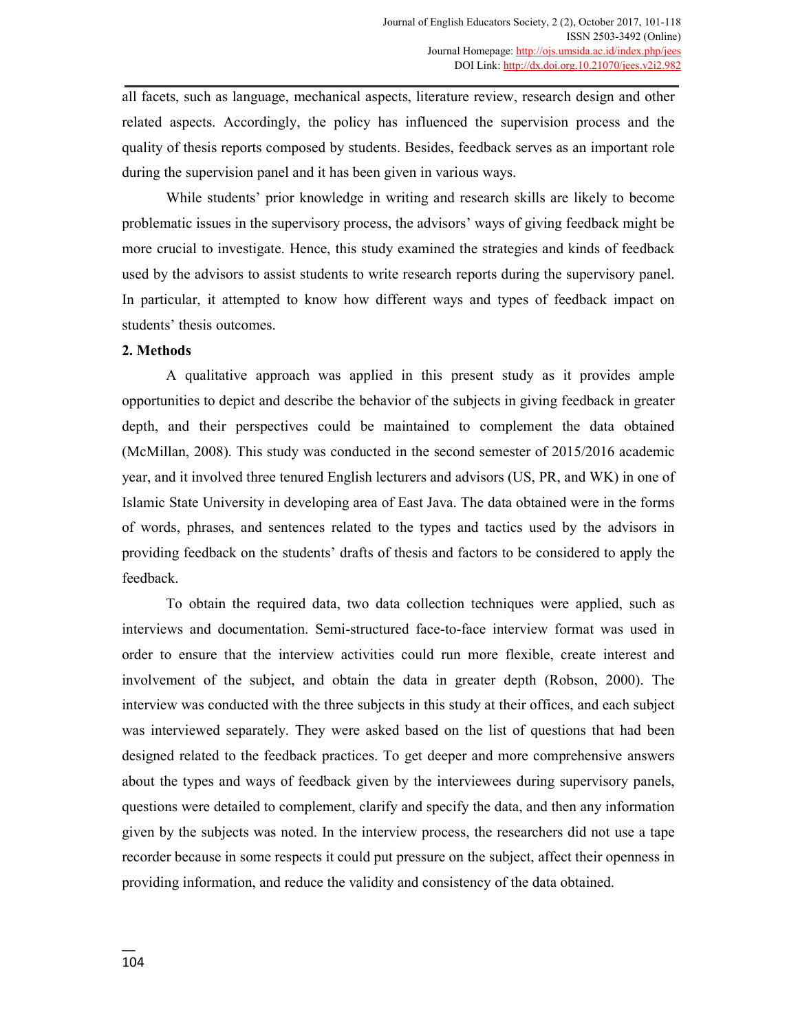all facets, such as language, mechanical aspects, literature review, research design and other related aspects. Accordingly, the policy has influenced the supervision process and the quality of thesis reports composed by students. Besides, feedback serves as an important role during the supervision panel and it has been given in various ways.

While students' prior knowledge in writing and research skills are likely to become problematic issues in the supervisory process, the advisors' ways of giving feedback might be more crucial to investigate. Hence, this study examined the strategies and kinds of feedback used by the advisors to assist students to write research reports during the supervisory panel. In particular, it attempted to know how different ways and types of feedback impact on students' thesis outcomes.

## 2. Methods

A qualitative approach was applied in this present study as it provides ample opportunities to depict and describe the behavior of the subjects in giving feedback in greater depth, and their perspectives could be maintained to complement the data obtained (McMillan, 2008). This study was conducted in the second semester of 2015/2016 academic year, and it involved three tenured English lecturers and advisors (US, PR, and WK) in one of Islamic State University in developing area of East Java. The data obtained were in the forms of words, phrases, and sentences related to the types and tactics used by the advisors in providing feedback on the students' drafts of thesis and factors to be considered to apply the feedback.

To obtain the required data, two data collection techniques were applied, such as interviews and documentation. Semi-structured face-to-face interview format was used in order to ensure that the interview activities could run more flexible, create interest and involvement of the subject, and obtain the data in greater depth (Robson, 2000). The interview was conducted with the three subjects in this study at their offices, and each subject was interviewed separately. They were asked based on the list of questions that had been designed related to the feedback practices. To get deeper and more comprehensive answers about the types and ways of feedback given by the interviewees during supervisory panels, questions were detailed to complement, clarify and specify the data, and then any information given by the subjects was noted. In the interview process, the researchers did not use a tape recorder because in some respects it could put pressure on the subject, affect their openness in providing information, and reduce the validity and consistency of the data obtained.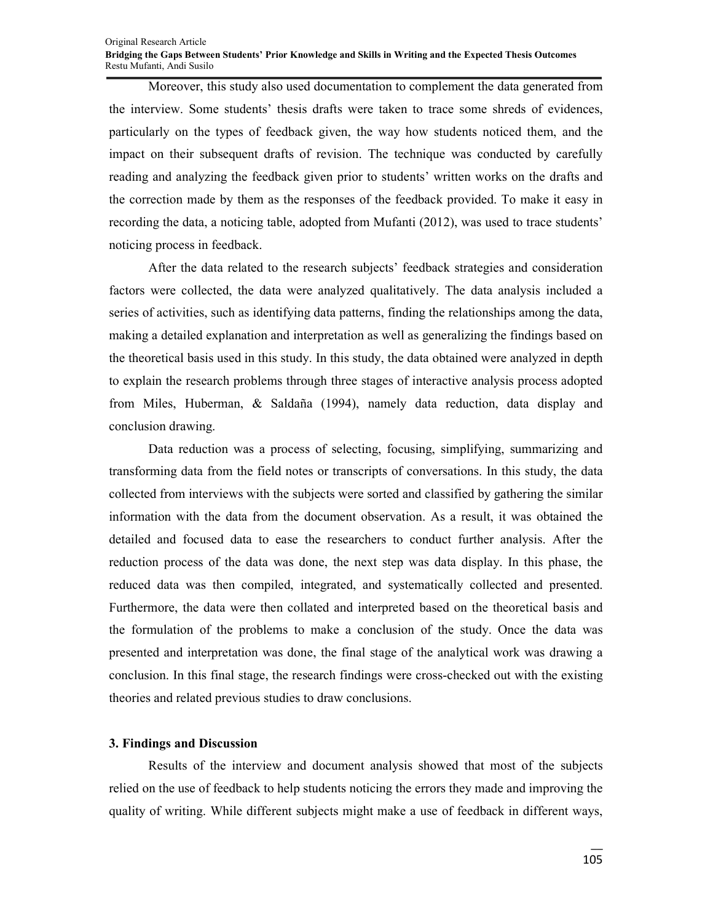Moreover, this study also used documentation to complement the data generated from the interview. Some students' thesis drafts were taken to trace some shreds of evidences, particularly on the types of feedback given, the way how students noticed them, and the impact on their subsequent drafts of revision. The technique was conducted by carefully reading and analyzing the feedback given prior to students' written works on the drafts and the correction made by them as the responses of the feedback provided. To make it easy in recording the data, a noticing table, adopted from Mufanti (2012), was used to trace students' noticing process in feedback.

After the data related to the research subjects' feedback strategies and consideration factors were collected, the data were analyzed qualitatively. The data analysis included a series of activities, such as identifying data patterns, finding the relationships among the data, making a detailed explanation and interpretation as well as generalizing the findings based on the theoretical basis used in this study. In this study, the data obtained were analyzed in depth to explain the research problems through three stages of interactive analysis process adopted from Miles, Huberman, & Saldaña (1994), namely data reduction, data display and conclusion drawing.

Data reduction was a process of selecting, focusing, simplifying, summarizing and transforming data from the field notes or transcripts of conversations. In this study, the data collected from interviews with the subjects were sorted and classified by gathering the similar information with the data from the document observation. As a result, it was obtained the detailed and focused data to ease the researchers to conduct further analysis. After the reduction process of the data was done, the next step was data display. In this phase, the reduced data was then compiled, integrated, and systematically collected and presented. Furthermore, the data were then collated and interpreted based on the theoretical basis and the formulation of the problems to make a conclusion of the study. Once the data was presented and interpretation was done, the final stage of the analytical work was drawing a conclusion. In this final stage, the research findings were cross-checked out with the existing theories and related previous studies to draw conclusions.

## 3. Findings and Discussion

Results of the interview and document analysis showed that most of the subjects relied on the use of feedback to help students noticing the errors they made and improving the quality of writing. While different subjects might make a use of feedback in different ways,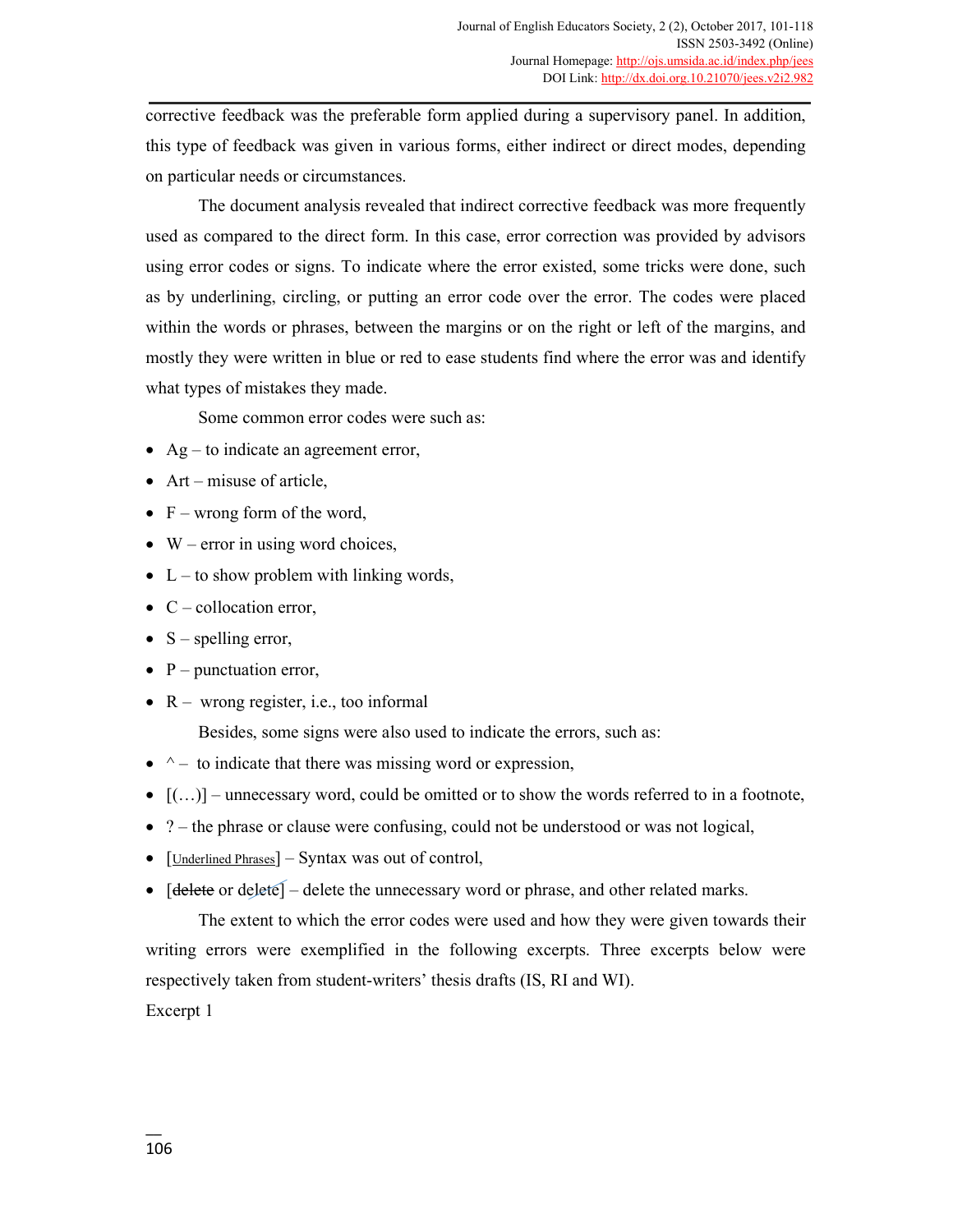corrective feedback was the preferable form applied during a supervisory panel. In addition, this type of feedback was given in various forms, either indirect or direct modes, depending on particular needs or circumstances.

The document analysis revealed that indirect corrective feedback was more frequently used as compared to the direct form. In this case, error correction was provided by advisors using error codes or signs. To indicate where the error existed, some tricks were done, such as by underlining, circling, or putting an error code over the error. The codes were placed within the words or phrases, between the margins or on the right or left of the margins, and mostly they were written in blue or red to ease students find where the error was and identify what types of mistakes they made.

Some common error codes were such as:

- Ag – to indicate an agreement error,
- Art – misuse of article,
- F – wrong form of the word,
- W – error in using word choices,
- L – to show problem with linking words,
- C – collocation error,
- S – spelling error,
- P – punctuation error,
- R – wrong register, i.e., too informal

Besides, some signs were also used to indicate the errors, such as:

- ^ – to indicate that there was missing word or expression,
- [(…)] – unnecessary word, could be omitted or to show the words referred to in a footnote,
- ? – the phrase or clause were confusing, could not be understood or was not logical,
- [<u>Underlined Phrases</u>] – Syntax was out of control,
- [~~delete~~ or delete] – delete the unnecessary word or phrase, and other related marks.

The extent to which the error codes were used and how they were given towards their writing errors were exemplified in the following excerpts. Three excerpts below were respectively taken from student-writers' thesis drafts (IS, RI and WI).

Excerpt 1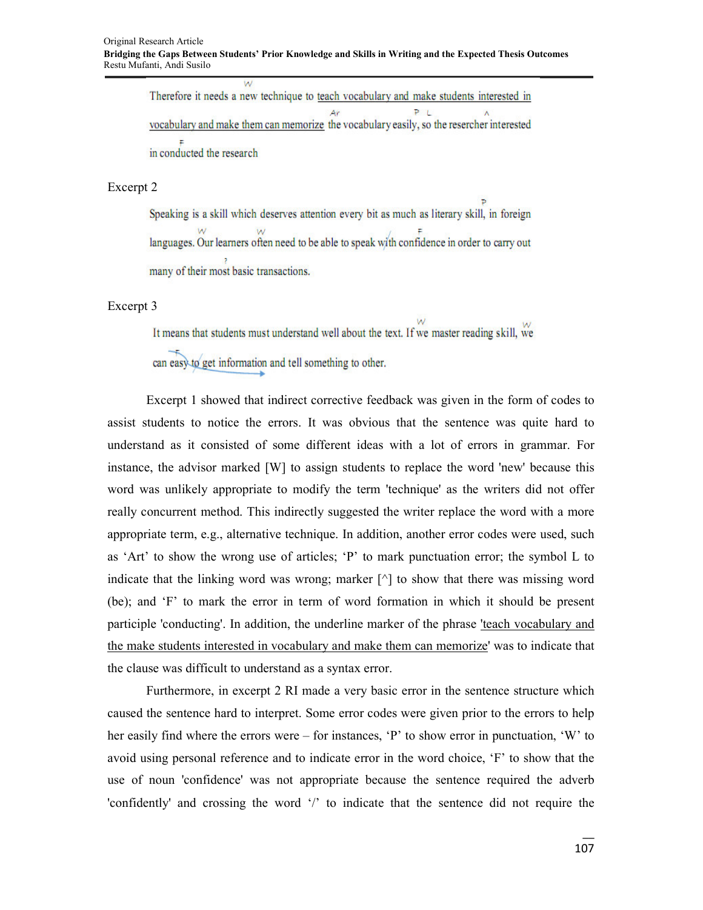Therefore it needs a new technique to teach vocabulary and make students interested in vocabulary and make them can memorize the vocabulary easily, so the reseracher interested in conducted the research

Excerpt 2

Speaking is a skill which deserves attention every bit as much as literary skill, in foreign languages. Our learners often need to be able to speak with confidence in order to carry out many of their most basic transactions.

Excerpt 3

It means that students must understand well about the text. If we master reading skill, we can easy to get information and tell something to other.

Excerpt 1 showed that indirect corrective feedback was given in the form of codes to assist students to notice the errors. It was obvious that the sentence was quite hard to understand as it consisted of some different ideas with a lot of errors in grammar. For instance, the advisor marked [W] to assign students to replace the word 'new' because this word was unlikely appropriate to modify the term 'technique' as the writers did not offer really concurrent method. This indirectly suggested the writer replace the word with a more appropriate term, e.g., alternative technique. In addition, another error codes were used, such as 'Art' to show the wrong use of articles; 'P' to mark punctuation error; the symbol L to indicate that the linking word was wrong; marker [^] to show that there was missing word (be); and 'F' to mark the error in term of word formation in which it should be present participle 'conducting'. In addition, the underline marker of the phrase 'teach vocabulary and the make students interested in vocabulary and make them can memorize' was to indicate that the clause was difficult to understand as a syntax error.

Furthermore, in excerpt 2 RI made a very basic error in the sentence structure which caused the sentence hard to interpret. Some error codes were given prior to the errors to help her easily find where the errors were – for instances, 'P' to show error in punctuation, 'W' to avoid using personal reference and to indicate error in the word choice, 'F' to show that the use of noun 'confidence' was not appropriate because the sentence required the adverb 'confidently' and crossing the word '/' to indicate that the sentence did not require the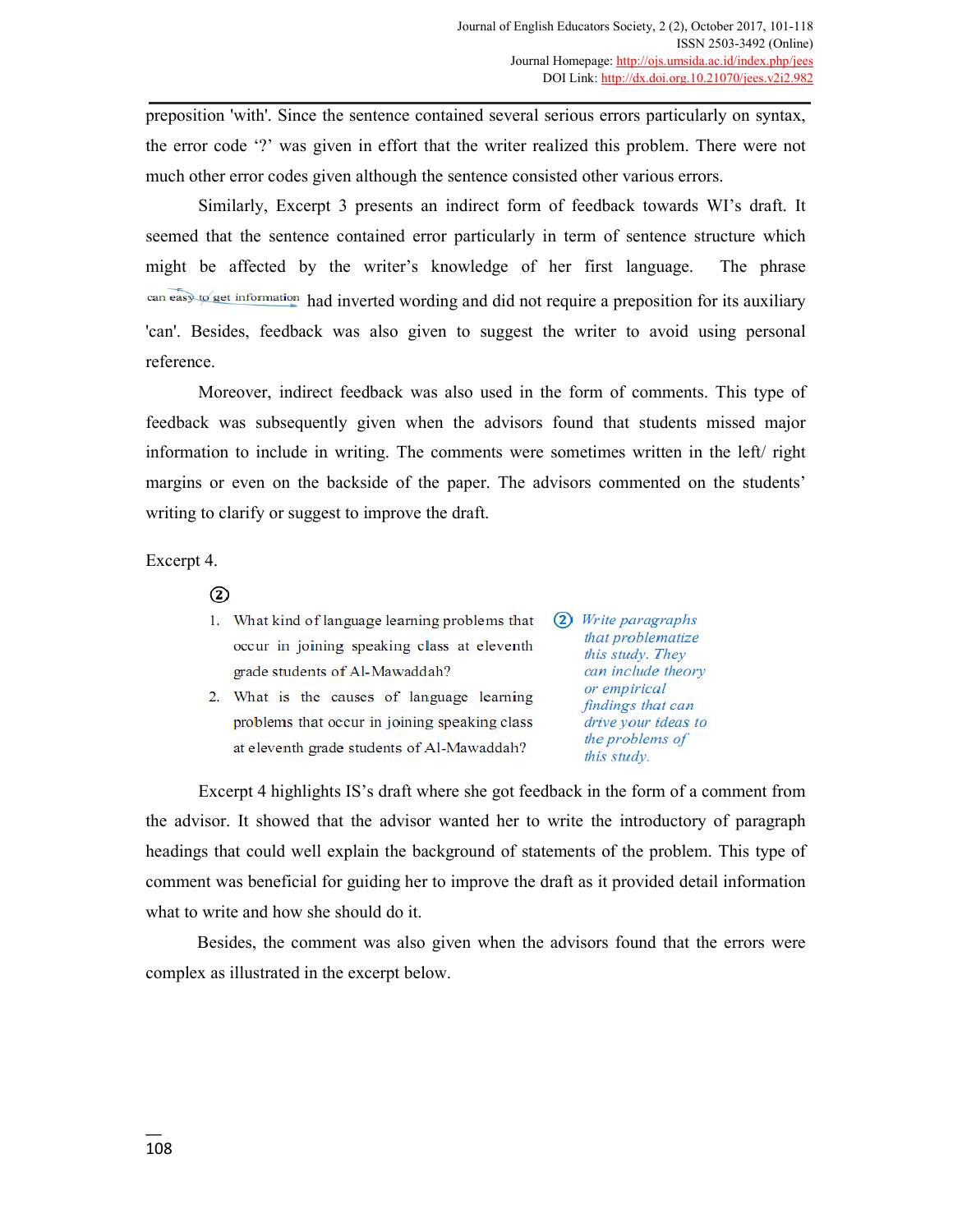preposition 'with'. Since the sentence contained several serious errors particularly on syntax, the error code '?' was given in effort that the writer realized this problem. There were not much other error codes given although the sentence consisted other various errors.

Similarly, Excerpt 3 presents an indirect form of feedback towards WI's draft. It seemed that the sentence contained error particularly in term of sentence structure which might be affected by the writer's knowledge of her first language. The phrase can easy to get information had inverted wording and did not require a preposition for its auxiliary 'can'. Besides, feedback was also given to suggest the writer to avoid using personal reference.

Moreover, indirect feedback was also used in the form of comments. This type of feedback was subsequently given when the advisors found that students missed major information to include in writing. The comments were sometimes written in the left/ right margins or even on the backside of the paper. The advisors commented on the students' writing to clarify or suggest to improve the draft.

Excerpt 4.

②

1. What kind of language learning problems that occur in joining speaking class at eleventh grade students of Al-Mawaddah?
2. What is the causes of language learning problems that occur in joining speaking class at eleventh grade students of Al-Mawaddah?

② *Write paragraphs that problematize this study. They can include theory or empirical findings that can drive your ideas to the problems of this study.*

Excerpt 4 highlights IS's draft where she got feedback in the form of a comment from the advisor. It showed that the advisor wanted her to write the introductory of paragraph headings that could well explain the background of statements of the problem. This type of comment was beneficial for guiding her to improve the draft as it provided detail information what to write and how she should do it.

Besides, the comment was also given when the advisors found that the errors were complex as illustrated in the excerpt below.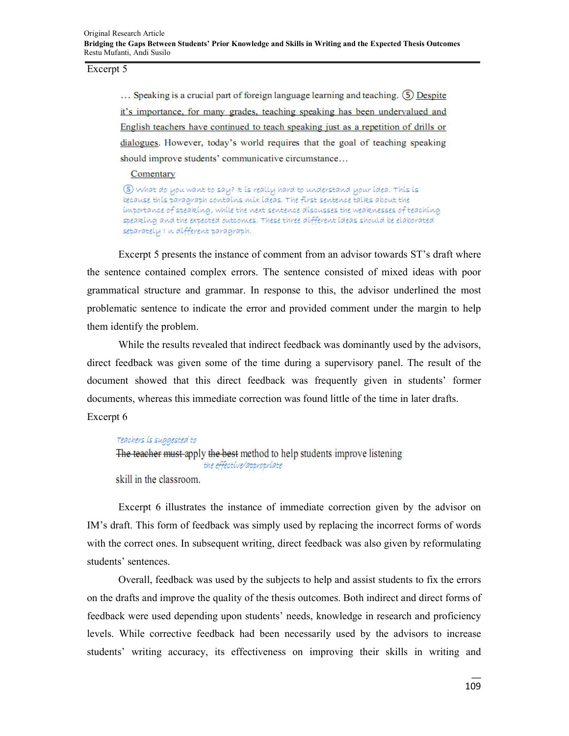Excerpt 5

> … Speaking is a crucial part of foreign language learning and teaching. ⑤ Despite it's importance, for many grades, teaching speaking has been undervalued and English teachers have continued to teach speaking just as a repetition of drills or dialogues. However, today's world requires that the goal of teaching speaking should improve students' communicative circumstance…
>
> Comentary
>
> ⑤ What do you want to say? It is really hard to understand your idea. This is because this paragraph contains mix ideas. The first sentence talks about the importance of speaking, while the next sentence discusses the weaknesses of teaching speaking and the expected outcomes. These three different ideas should be elaborated separately i n different paragraph.

Excerpt 5 presents the instance of comment from an advisor towards ST's draft where the sentence contained complex errors. The sentence consisted of mixed ideas with poor grammatical structure and grammar. In response to this, the advisor underlined the most problematic sentence to indicate the error and provided comment under the margin to help them identify the problem.

While the results revealed that indirect feedback was dominantly used by the advisors, direct feedback was given some of the time during a supervisory panel. The result of the document showed that this direct feedback was frequently given in students' former documents, whereas this immediate correction was found little of the time in later drafts.

Excerpt 6

> Teachers is suggested to
> ~~The teacher must~~ apply ~~the best~~ method to help students improve listening
> the effective/appropriate
> skill in the classroom.

Excerpt 6 illustrates the instance of immediate correction given by the advisor on IM's draft. This form of feedback was simply used by replacing the incorrect forms of words with the correct ones. In subsequent writing, direct feedback was also given by reformulating students' sentences.

Overall, feedback was used by the subjects to help and assist students to fix the errors on the drafts and improve the quality of the thesis outcomes. Both indirect and direct forms of feedback were used depending upon students' needs, knowledge in research and proficiency levels. While corrective feedback had been necessarily used by the advisors to increase students' writing accuracy, its effectiveness on improving their skills in writing and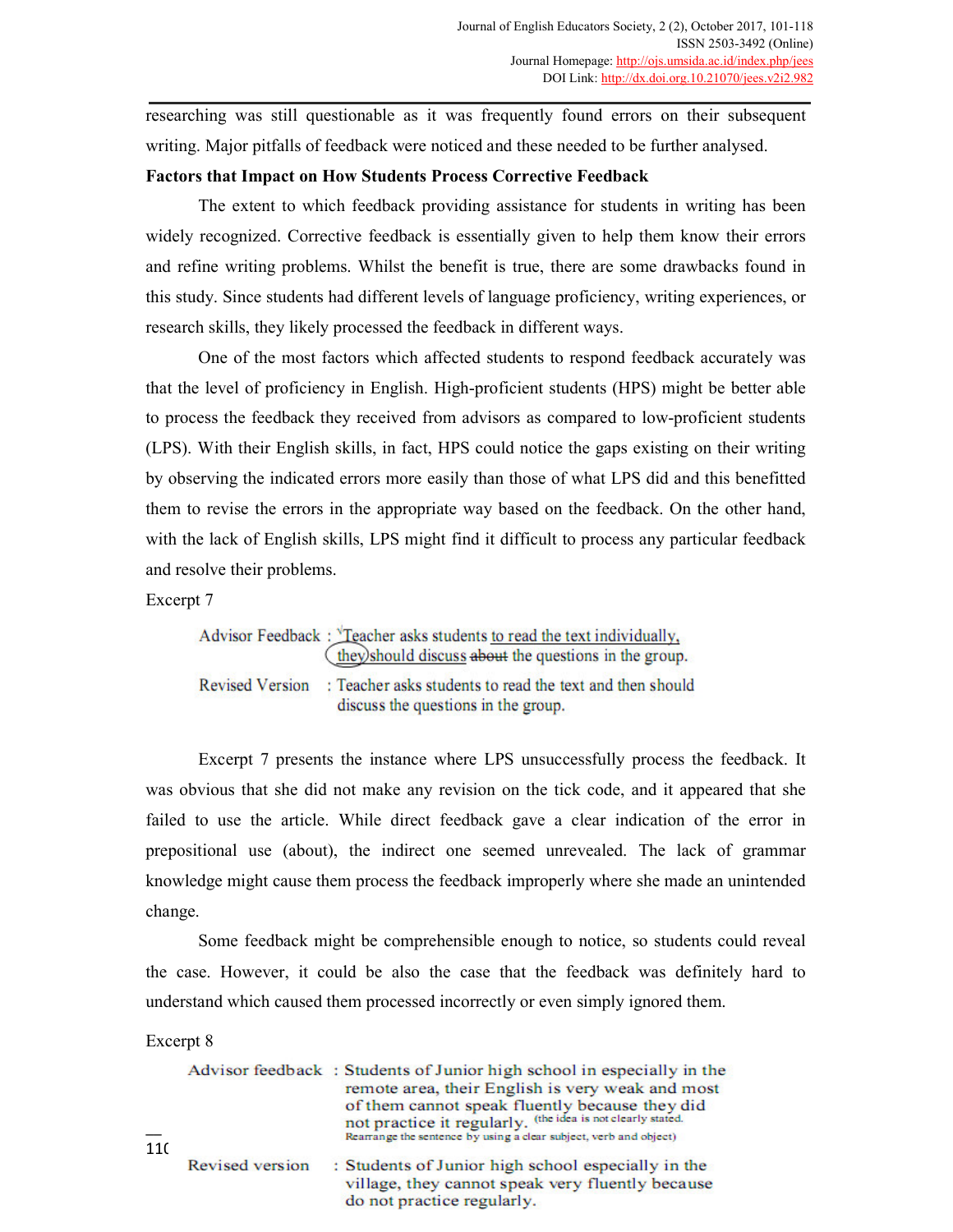researching was still questionable as it was frequently found errors on their subsequent writing. Major pitfalls of feedback were noticed and these needed to be further analysed.

**Factors that Impact on How Students Process Corrective Feedback**

The extent to which feedback providing assistance for students in writing has been widely recognized. Corrective feedback is essentially given to help them know their errors and refine writing problems. Whilst the benefit is true, there are some drawbacks found in this study. Since students had different levels of language proficiency, writing experiences, or research skills, they likely processed the feedback in different ways.

One of the most factors which affected students to respond feedback accurately was that the level of proficiency in English. High-proficient students (HPS) might be better able to process the feedback they received from advisors as compared to low-proficient students (LPS). With their English skills, in fact, HPS could notice the gaps existing on their writing by observing the indicated errors more easily than those of what LPS did and this benefitted them to revise the errors in the appropriate way based on the feedback. On the other hand, with the lack of English skills, LPS might find it difficult to process any particular feedback and resolve their problems.

Excerpt 7

Advisor Feedback : √Teacher asks students to read the text individually, they should discuss ~~about~~ the questions in the group.

Revised Version : Teacher asks students to read the text and then should discuss the questions in the group.

Excerpt 7 presents the instance where LPS unsuccessfully process the feedback. It was obvious that she did not make any revision on the tick code, and it appeared that she failed to use the article. While direct feedback gave a clear indication of the error in prepositional use (about), the indirect one seemed unrevealed. The lack of grammar knowledge might cause them process the feedback improperly where she made an unintended change.

Some feedback might be comprehensible enough to notice, so students could reveal the case. However, it could be also the case that the feedback was definitely hard to understand which caused them processed incorrectly or even simply ignored them.

Excerpt 8

Advisor feedback : Students of Junior high school in especially in the remote area, their English is very weak and most of them cannot speak fluently because they did not practice it regularly. (the idea is not clearly stated. Rearrange the sentence by using a clear subject, verb and object)

Revised version : Students of Junior high school especially in the village, they cannot speak very fluently because do not practice regularly.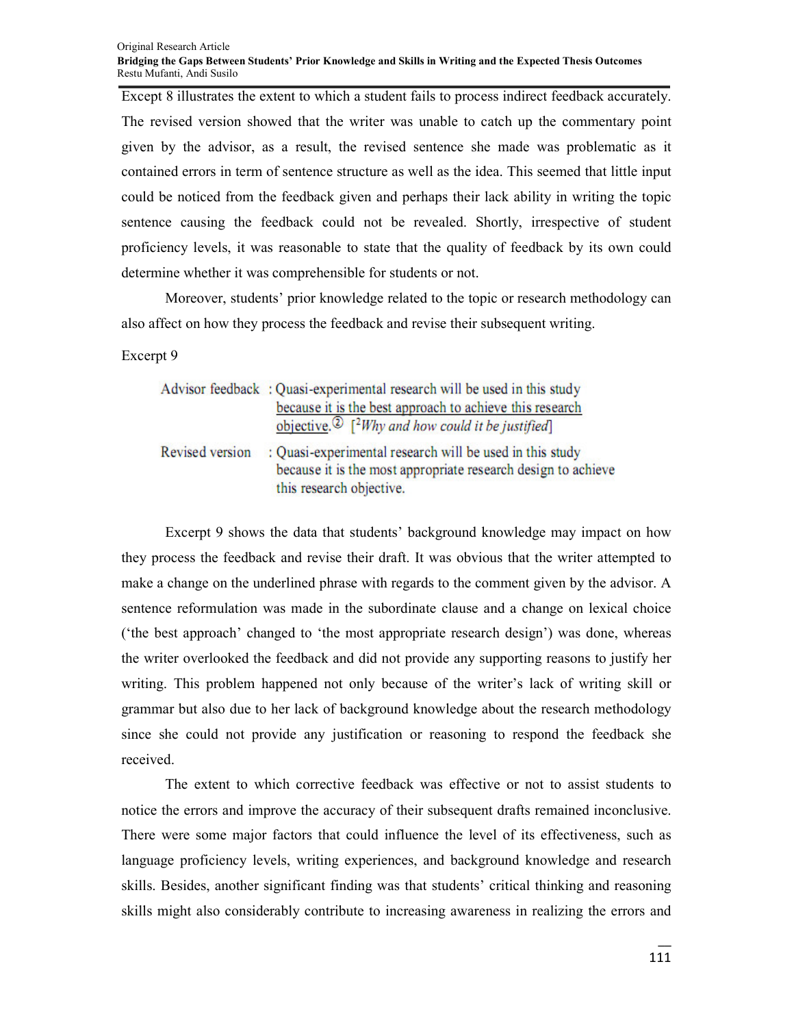Except 8 illustrates the extent to which a student fails to process indirect feedback accurately. The revised version showed that the writer was unable to catch up the commentary point given by the advisor, as a result, the revised sentence she made was problematic as it contained errors in term of sentence structure as well as the idea. This seemed that little input could be noticed from the feedback given and perhaps their lack ability in writing the topic sentence causing the feedback could not be revealed. Shortly, irrespective of student proficiency levels, it was reasonable to state that the quality of feedback by its own could determine whether it was comprehensible for students or not.

Moreover, students' prior knowledge related to the topic or research methodology can also affect on how they process the feedback and revise their subsequent writing.

Excerpt 9

| | |
|---|---|
| Advisor feedback | : Quasi-experimental research will be used in this study <u>because it is the best approach to achieve this research objective.</u>② [[2]*Why and how could it be justified*] |
| Revised version | : Quasi-experimental research will be used in this study because it is the most appropriate research design to achieve this research objective. |

Excerpt 9 shows the data that students' background knowledge may impact on how they process the feedback and revise their draft. It was obvious that the writer attempted to make a change on the underlined phrase with regards to the comment given by the advisor. A sentence reformulation was made in the subordinate clause and a change on lexical choice ('the best approach' changed to 'the most appropriate research design') was done, whereas the writer overlooked the feedback and did not provide any supporting reasons to justify her writing. This problem happened not only because of the writer's lack of writing skill or grammar but also due to her lack of background knowledge about the research methodology since she could not provide any justification or reasoning to respond the feedback she received.

The extent to which corrective feedback was effective or not to assist students to notice the errors and improve the accuracy of their subsequent drafts remained inconclusive. There were some major factors that could influence the level of its effectiveness, such as language proficiency levels, writing experiences, and background knowledge and research skills. Besides, another significant finding was that students' critical thinking and reasoning skills might also considerably contribute to increasing awareness in realizing the errors and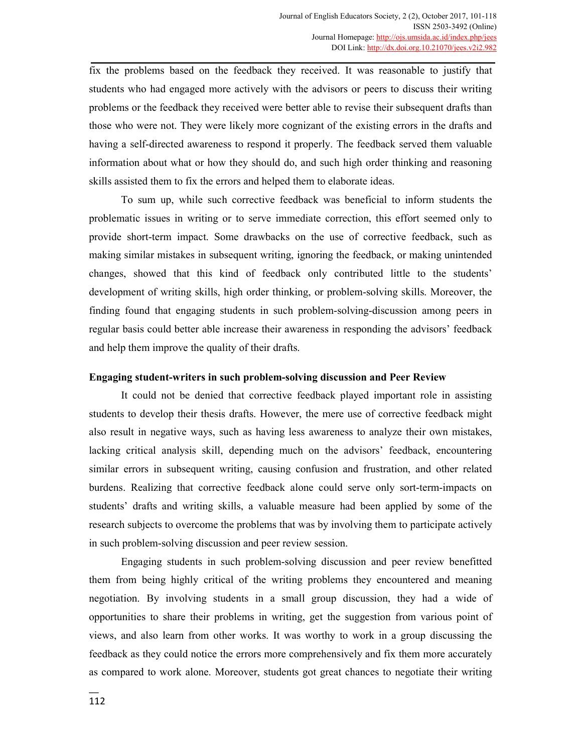fix the problems based on the feedback they received. It was reasonable to justify that students who had engaged more actively with the advisors or peers to discuss their writing problems or the feedback they received were better able to revise their subsequent drafts than those who were not. They were likely more cognizant of the existing errors in the drafts and having a self-directed awareness to respond it properly. The feedback served them valuable information about what or how they should do, and such high order thinking and reasoning skills assisted them to fix the errors and helped them to elaborate ideas.

To sum up, while such corrective feedback was beneficial to inform students the problematic issues in writing or to serve immediate correction, this effort seemed only to provide short-term impact. Some drawbacks on the use of corrective feedback, such as making similar mistakes in subsequent writing, ignoring the feedback, or making unintended changes, showed that this kind of feedback only contributed little to the students' development of writing skills, high order thinking, or problem-solving skills. Moreover, the finding found that engaging students in such problem-solving-discussion among peers in regular basis could better able increase their awareness in responding the advisors' feedback and help them improve the quality of their drafts.

**Engaging student-writers in such problem-solving discussion and Peer Review**

It could not be denied that corrective feedback played important role in assisting students to develop their thesis drafts. However, the mere use of corrective feedback might also result in negative ways, such as having less awareness to analyze their own mistakes, lacking critical analysis skill, depending much on the advisors' feedback, encountering similar errors in subsequent writing, causing confusion and frustration, and other related burdens. Realizing that corrective feedback alone could serve only sort-term-impacts on students' drafts and writing skills, a valuable measure had been applied by some of the research subjects to overcome the problems that was by involving them to participate actively in such problem-solving discussion and peer review session.

Engaging students in such problem-solving discussion and peer review benefitted them from being highly critical of the writing problems they encountered and meaning negotiation. By involving students in a small group discussion, they had a wide of opportunities to share their problems in writing, get the suggestion from various point of views, and also learn from other works. It was worthy to work in a group discussing the feedback as they could notice the errors more comprehensively and fix them more accurately as compared to work alone. Moreover, students got great chances to negotiate their writing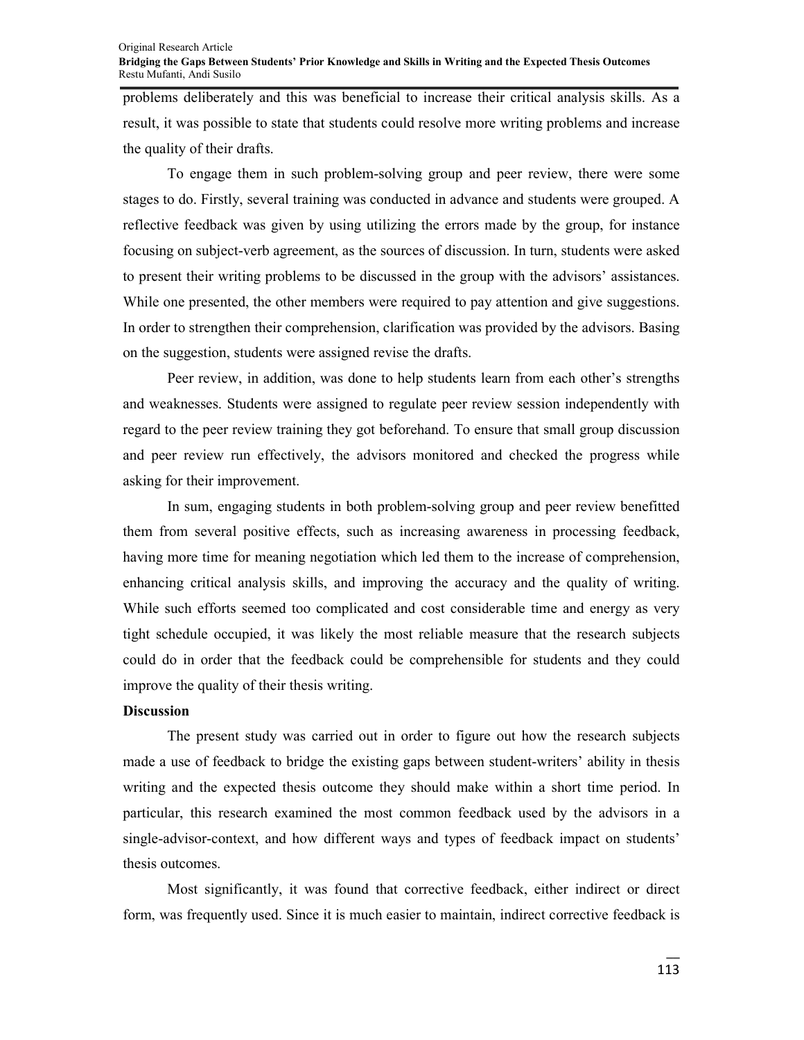problems deliberately and this was beneficial to increase their critical analysis skills. As a result, it was possible to state that students could resolve more writing problems and increase the quality of their drafts.

To engage them in such problem-solving group and peer review, there were some stages to do. Firstly, several training was conducted in advance and students were grouped. A reflective feedback was given by using utilizing the errors made by the group, for instance focusing on subject-verb agreement, as the sources of discussion. In turn, students were asked to present their writing problems to be discussed in the group with the advisors' assistances. While one presented, the other members were required to pay attention and give suggestions. In order to strengthen their comprehension, clarification was provided by the advisors. Basing on the suggestion, students were assigned revise the drafts.

Peer review, in addition, was done to help students learn from each other's strengths and weaknesses. Students were assigned to regulate peer review session independently with regard to the peer review training they got beforehand. To ensure that small group discussion and peer review run effectively, the advisors monitored and checked the progress while asking for their improvement.

In sum, engaging students in both problem-solving group and peer review benefitted them from several positive effects, such as increasing awareness in processing feedback, having more time for meaning negotiation which led them to the increase of comprehension, enhancing critical analysis skills, and improving the accuracy and the quality of writing. While such efforts seemed too complicated and cost considerable time and energy as very tight schedule occupied, it was likely the most reliable measure that the research subjects could do in order that the feedback could be comprehensible for students and they could improve the quality of their thesis writing.

**Discussion**

The present study was carried out in order to figure out how the research subjects made a use of feedback to bridge the existing gaps between student-writers' ability in thesis writing and the expected thesis outcome they should make within a short time period. In particular, this research examined the most common feedback used by the advisors in a single-advisor-context, and how different ways and types of feedback impact on students' thesis outcomes.

Most significantly, it was found that corrective feedback, either indirect or direct form, was frequently used. Since it is much easier to maintain, indirect corrective feedback is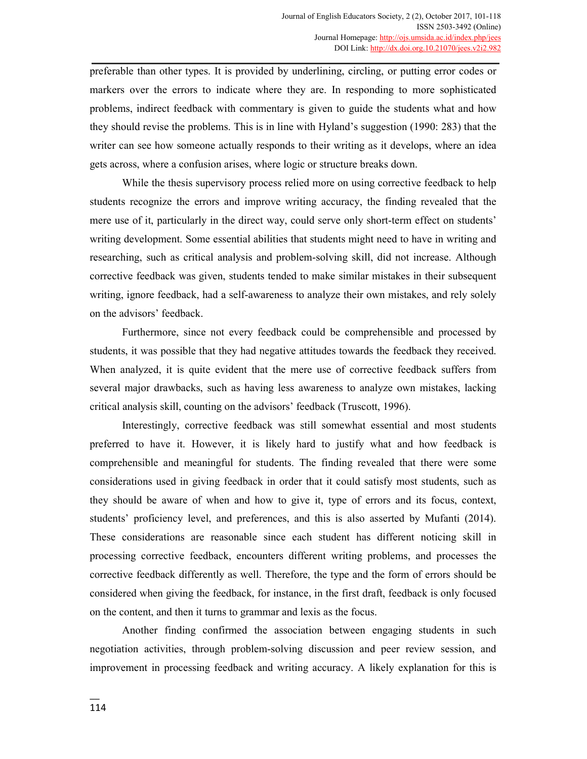preferable than other types. It is provided by underlining, circling, or putting error codes or markers over the errors to indicate where they are. In responding to more sophisticated problems, indirect feedback with commentary is given to guide the students what and how they should revise the problems. This is in line with Hyland's suggestion (1990: 283) that the writer can see how someone actually responds to their writing as it develops, where an idea gets across, where a confusion arises, where logic or structure breaks down.

While the thesis supervisory process relied more on using corrective feedback to help students recognize the errors and improve writing accuracy, the finding revealed that the mere use of it, particularly in the direct way, could serve only short-term effect on students' writing development. Some essential abilities that students might need to have in writing and researching, such as critical analysis and problem-solving skill, did not increase. Although corrective feedback was given, students tended to make similar mistakes in their subsequent writing, ignore feedback, had a self-awareness to analyze their own mistakes, and rely solely on the advisors' feedback.

Furthermore, since not every feedback could be comprehensible and processed by students, it was possible that they had negative attitudes towards the feedback they received. When analyzed, it is quite evident that the mere use of corrective feedback suffers from several major drawbacks, such as having less awareness to analyze own mistakes, lacking critical analysis skill, counting on the advisors' feedback (Truscott, 1996).

Interestingly, corrective feedback was still somewhat essential and most students preferred to have it. However, it is likely hard to justify what and how feedback is comprehensible and meaningful for students. The finding revealed that there were some considerations used in giving feedback in order that it could satisfy most students, such as they should be aware of when and how to give it, type of errors and its focus, context, students' proficiency level, and preferences, and this is also asserted by Mufanti (2014). These considerations are reasonable since each student has different noticing skill in processing corrective feedback, encounters different writing problems, and processes the corrective feedback differently as well. Therefore, the type and the form of errors should be considered when giving the feedback, for instance, in the first draft, feedback is only focused on the content, and then it turns to grammar and lexis as the focus.

Another finding confirmed the association between engaging students in such negotiation activities, through problem-solving discussion and peer review session, and improvement in processing feedback and writing accuracy. A likely explanation for this is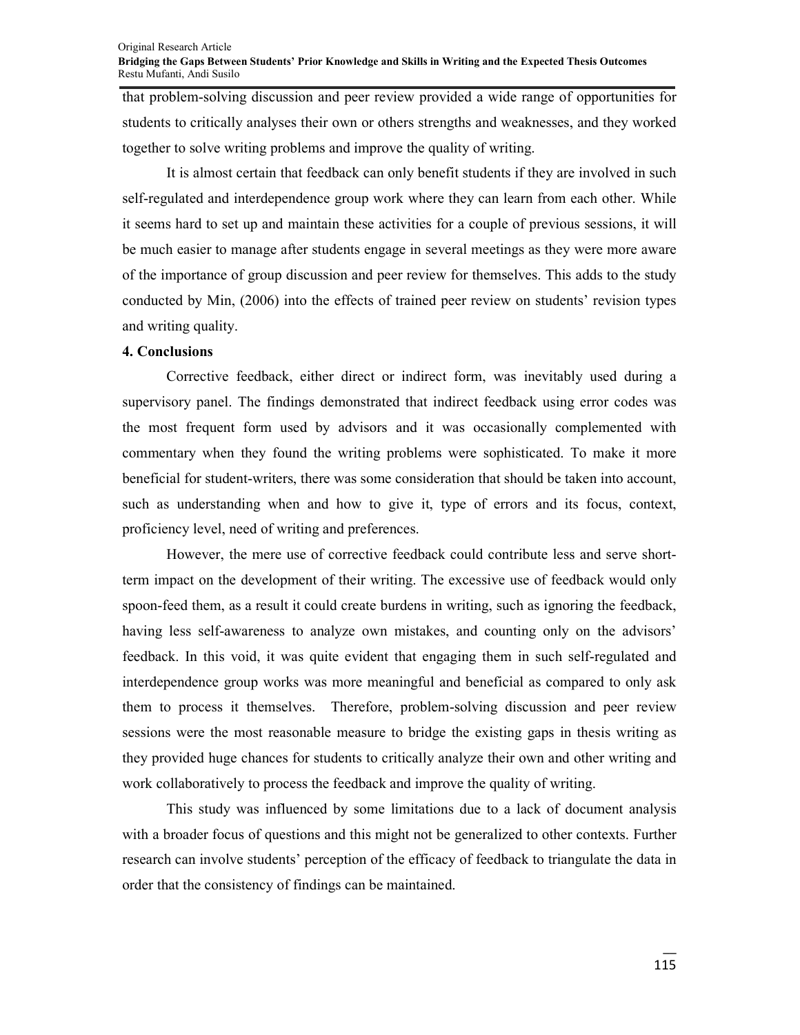that problem-solving discussion and peer review provided a wide range of opportunities for students to critically analyses their own or others strengths and weaknesses, and they worked together to solve writing problems and improve the quality of writing.

It is almost certain that feedback can only benefit students if they are involved in such self-regulated and interdependence group work where they can learn from each other. While it seems hard to set up and maintain these activities for a couple of previous sessions, it will be much easier to manage after students engage in several meetings as they were more aware of the importance of group discussion and peer review for themselves. This adds to the study conducted by Min, (2006) into the effects of trained peer review on students' revision types and writing quality.

## 4. Conclusions

Corrective feedback, either direct or indirect form, was inevitably used during a supervisory panel. The findings demonstrated that indirect feedback using error codes was the most frequent form used by advisors and it was occasionally complemented with commentary when they found the writing problems were sophisticated. To make it more beneficial for student-writers, there was some consideration that should be taken into account, such as understanding when and how to give it, type of errors and its focus, context, proficiency level, need of writing and preferences.

However, the mere use of corrective feedback could contribute less and serve short-term impact on the development of their writing. The excessive use of feedback would only spoon-feed them, as a result it could create burdens in writing, such as ignoring the feedback, having less self-awareness to analyze own mistakes, and counting only on the advisors' feedback. In this void, it was quite evident that engaging them in such self-regulated and interdependence group works was more meaningful and beneficial as compared to only ask them to process it themselves. Therefore, problem-solving discussion and peer review sessions were the most reasonable measure to bridge the existing gaps in thesis writing as they provided huge chances for students to critically analyze their own and other writing and work collaboratively to process the feedback and improve the quality of writing.

This study was influenced by some limitations due to a lack of document analysis with a broader focus of questions and this might not be generalized to other contexts. Further research can involve students' perception of the efficacy of feedback to triangulate the data in order that the consistency of findings can be maintained.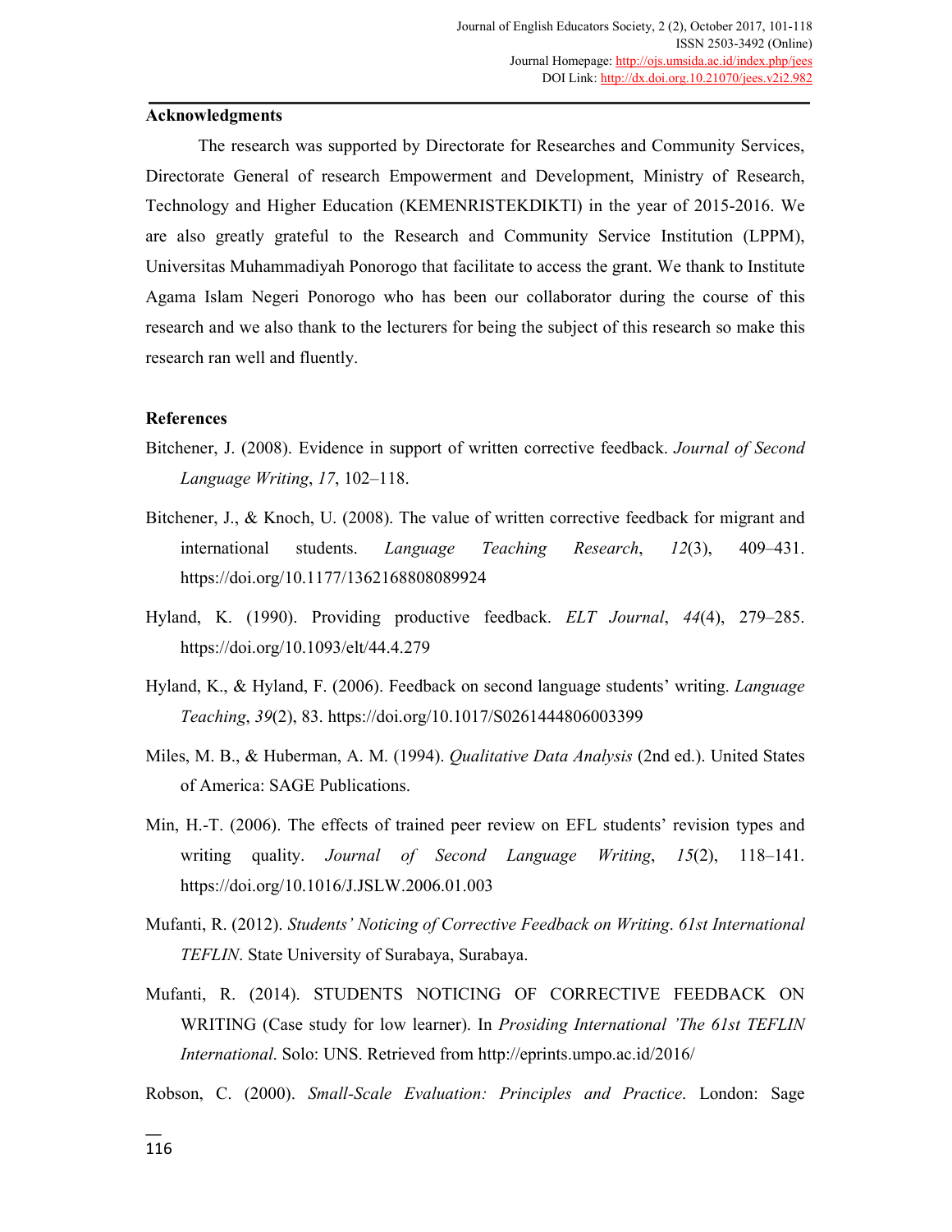## Acknowledgments

The research was supported by Directorate for Researches and Community Services, Directorate General of research Empowerment and Development, Ministry of Research, Technology and Higher Education (KEMENRISTEKDIKTI) in the year of 2015-2016. We are also greatly grateful to the Research and Community Service Institution (LPPM), Universitas Muhammadiyah Ponorogo that facilitate to access the grant. We thank to Institute Agama Islam Negeri Ponorogo who has been our collaborator during the course of this research and we also thank to the lecturers for being the subject of this research so make this research ran well and fluently.

## References

Bitchener, J. (2008). Evidence in support of written corrective feedback. *Journal of Second Language Writing*, *17*, 102–118.

Bitchener, J., & Knoch, U. (2008). The value of written corrective feedback for migrant and international students. *Language Teaching Research*, *12*(3), 409–431. https://doi.org/10.1177/1362168808089924

Hyland, K. (1990). Providing productive feedback. *ELT Journal*, *44*(4), 279–285. https://doi.org/10.1093/elt/44.4.279

Hyland, K., & Hyland, F. (2006). Feedback on second language students' writing. *Language Teaching*, *39*(2), 83. https://doi.org/10.1017/S0261444806003399

Miles, M. B., & Huberman, A. M. (1994). *Qualitative Data Analysis* (2nd ed.). United States of America: SAGE Publications.

Min, H.-T. (2006). The effects of trained peer review on EFL students' revision types and writing quality. *Journal of Second Language Writing*, *15*(2), 118–141. https://doi.org/10.1016/J.JSLW.2006.01.003

Mufanti, R. (2012). *Students' Noticing of Corrective Feedback on Writing*. *61st International TEFLIN*. State University of Surabaya, Surabaya.

Mufanti, R. (2014). STUDENTS NOTICING OF CORRECTIVE FEEDBACK ON WRITING (Case study for low learner). In *Prosiding International 'The 61st TEFLIN International*. Solo: UNS. Retrieved from http://eprints.umpo.ac.id/2016/

Robson, C. (2000). *Small-Scale Evaluation: Principles and Practice*. London: Sage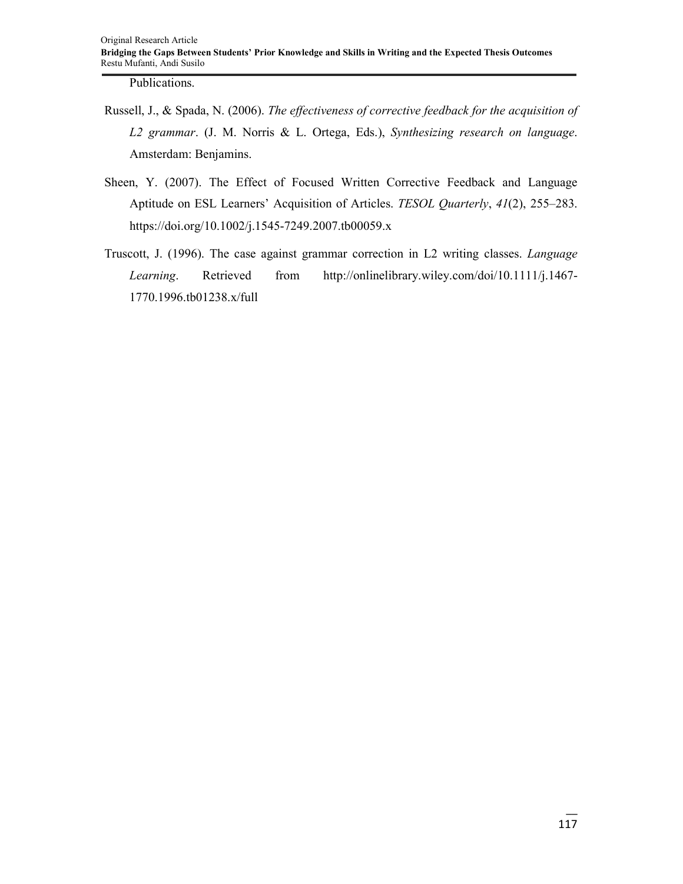Publications.

Russell, J., & Spada, N. (2006). *The effectiveness of corrective feedback for the acquisition of L2 grammar*. (J. M. Norris & L. Ortega, Eds.), *Synthesizing research on language*. Amsterdam: Benjamins.

Sheen, Y. (2007). The Effect of Focused Written Corrective Feedback and Language Aptitude on ESL Learners' Acquisition of Articles. *TESOL Quarterly*, *41*(2), 255–283. https://doi.org/10.1002/j.1545-7249.2007.tb00059.x

Truscott, J. (1996). The case against grammar correction in L2 writing classes. *Language Learning*. Retrieved from http://onlinelibrary.wiley.com/doi/10.1111/j.1467-1770.1996.tb01238.x/full